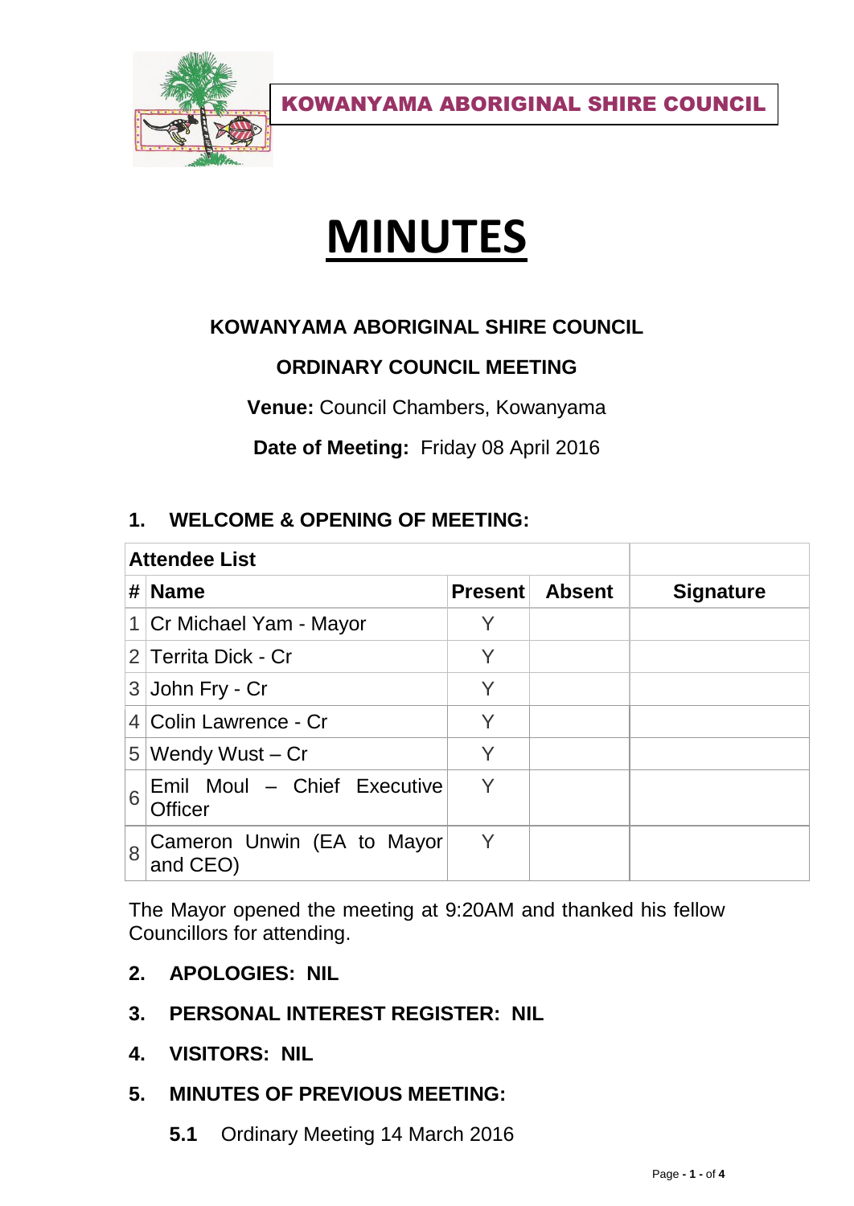KOWANYAMA ABORIGINAL SHIRE COUNCIL

# MINUTES

### KOWANYAMA ABORIGINAL SHIRE COUNCIL

### ORDINARY COUNCIL MEETING

**Venue:** Council Chambers, Kowanyama

**Date of Meeting:** Friday 08 April 2016

## 1. WELCOME & OPENING OF MEETING:

| Attendee List | | | | |
|---|---|---|---|---|
| **#** | **Name** | **Present** | **Absent** | **Signature** |
| 1 | Cr Michael Yam - Mayor | Y | | |
| 2 | Territa Dick - Cr | Y | | |
| 3 | John Fry - Cr | Y | | |
| 4 | Colin Lawrence - Cr | Y | | |
| 5 | Wendy Wust – Cr | Y | | |
| 6 | Emil Moul – Chief Executive Officer | Y | | |
| 8 | Cameron Unwin (EA to Mayor and CEO) | Y | | |

The Mayor opened the meeting at 9:20AM and thanked his fellow Councillors for attending.

## 2. APOLOGIES: NIL

## 3. PERSONAL INTEREST REGISTER: NIL

## 4. VISITORS: NIL

## 5. MINUTES OF PREVIOUS MEETING:

**5.1** Ordinary Meeting 14 March 2016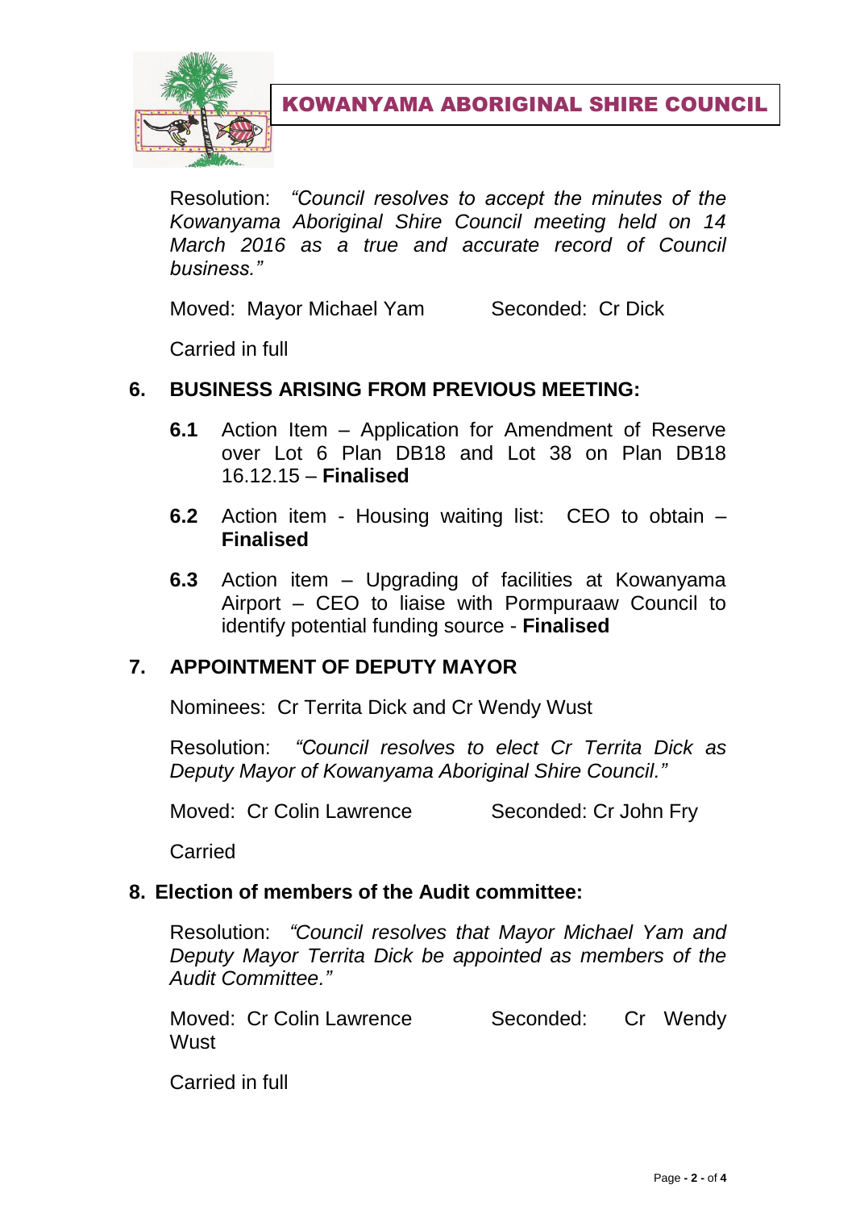Resolution: *"Council resolves to accept the minutes of the Kowanyama Aboriginal Shire Council meeting held on 14 March 2016 as a true and accurate record of Council business."*

Moved: Mayor Michael Yam    Seconded: Cr Dick

Carried in full

## 6. BUSINESS ARISING FROM PREVIOUS MEETING:

**6.1** Action Item – Application for Amendment of Reserve over Lot 6 Plan DB18 and Lot 38 on Plan DB18 16.12.15 – **Finalised**

**6.2** Action item - Housing waiting list: CEO to obtain – **Finalised**

**6.3** Action item – Upgrading of facilities at Kowanyama Airport – CEO to liaise with Pormpuraaw Council to identify potential funding source - **Finalised**

## 7. APPOINTMENT OF DEPUTY MAYOR

Nominees: Cr Territa Dick and Cr Wendy Wust

Resolution: *"Council resolves to elect Cr Territa Dick as Deputy Mayor of Kowanyama Aboriginal Shire Council."*

Moved: Cr Colin Lawrence    Seconded: Cr John Fry

Carried

## 8. Election of members of the Audit committee:

Resolution: *"Council resolves that Mayor Michael Yam and Deputy Mayor Territa Dick be appointed as members of the Audit Committee."*

Moved: Cr Colin Lawrence    Seconded: Cr Wendy Wust

Carried in full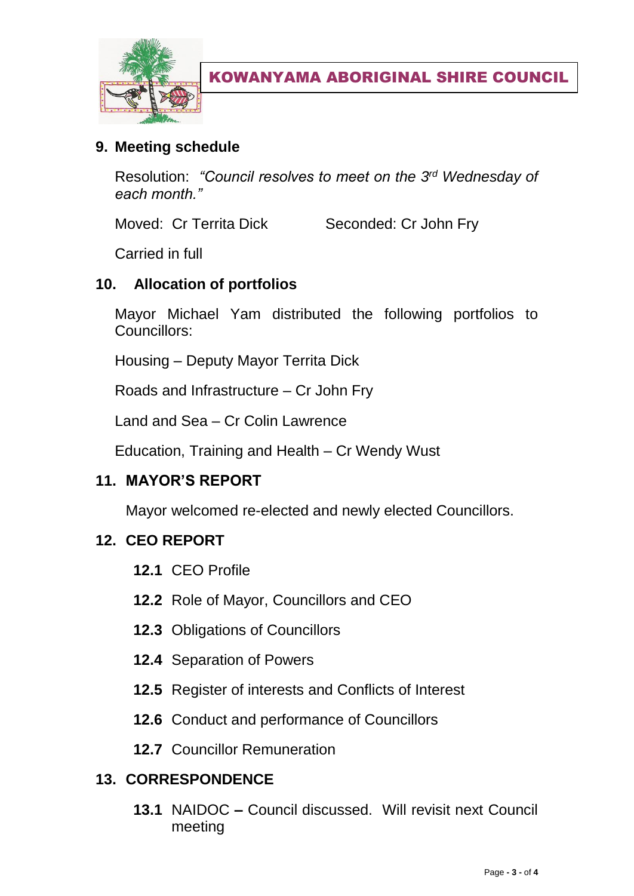## 9. Meeting schedule

Resolution: *"Council resolves to meet on the 3rd Wednesday of each month."*

Moved: Cr Territa Dick Seconded: Cr John Fry

Carried in full

## 10. Allocation of portfolios

Mayor Michael Yam distributed the following portfolios to Councillors:

Housing – Deputy Mayor Territa Dick

Roads and Infrastructure – Cr John Fry

Land and Sea – Cr Colin Lawrence

Education, Training and Health – Cr Wendy Wust

## 11. MAYOR'S REPORT

Mayor welcomed re-elected and newly elected Councillors.

## 12. CEO REPORT

**12.1** CEO Profile

**12.2** Role of Mayor, Councillors and CEO

**12.3** Obligations of Councillors

**12.4** Separation of Powers

**12.5** Register of interests and Conflicts of Interest

**12.6** Conduct and performance of Councillors

**12.7** Councillor Remuneration

## 13. CORRESPONDENCE

**13.1** NAIDOC **–** Council discussed. Will revisit next Council meeting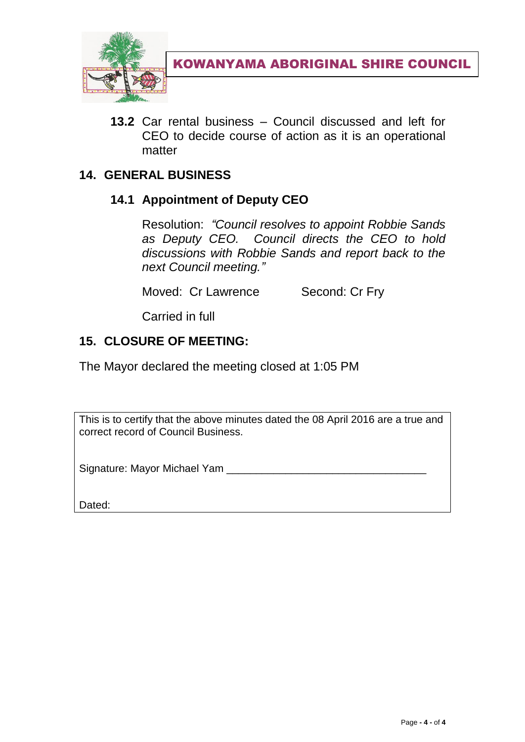**13.2** Car rental business – Council discussed and left for CEO to decide course of action as it is an operational matter

## 14. GENERAL BUSINESS

### 14.1 Appointment of Deputy CEO

Resolution: *"Council resolves to appoint Robbie Sands as Deputy CEO. Council directs the CEO to hold discussions with Robbie Sands and report back to the next Council meeting."*

Moved: Cr Lawrence Second: Cr Fry

Carried in full

## 15. CLOSURE OF MEETING:

The Mayor declared the meeting closed at 1:05 PM

This is to certify that the above minutes dated the 08 April 2016 are a true and correct record of Council Business.

Signature: Mayor Michael Yam ________________________________

Dated: